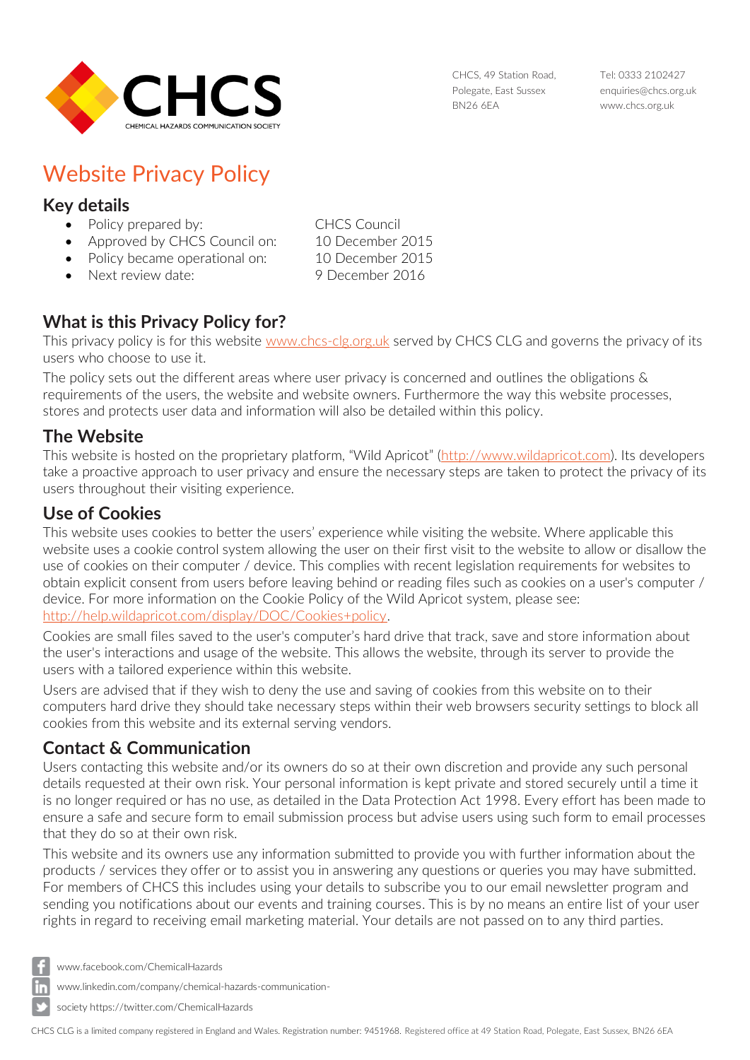CHCS
CHEMICAL HAZARDS COMMUNICATION SOCIETY

CHCS, 49 Station Road,
Polegate, East Sussex
BN26 6EA

Tel: 0333 2102427
enquiries@chcs.org.uk
www.chcs.org.uk

# Website Privacy Policy

## Key details

- Policy prepared by: CHCS Council
- Approved by CHCS Council on: 10 December 2015
- Policy became operational on: 10 December 2015
- Next review date: 9 December 2016

## What is this Privacy Policy for?

This privacy policy is for this website www.chcs-clg.org.uk served by CHCS CLG and governs the privacy of its users who choose to use it.

The policy sets out the different areas where user privacy is concerned and outlines the obligations & requirements of the users, the website and website owners. Furthermore the way this website processes, stores and protects user data and information will also be detailed within this policy.

## The Website

This website is hosted on the proprietary platform, "Wild Apricot" (http://www.wildapricot.com). Its developers take a proactive approach to user privacy and ensure the necessary steps are taken to protect the privacy of its users throughout their visiting experience.

## Use of Cookies

This website uses cookies to better the users' experience while visiting the website. Where applicable this website uses a cookie control system allowing the user on their first visit to the website to allow or disallow the use of cookies on their computer / device. This complies with recent legislation requirements for websites to obtain explicit consent from users before leaving behind or reading files such as cookies on a user's computer / device. For more information on the Cookie Policy of the Wild Apricot system, please see: http://help.wildapricot.com/display/DOC/Cookies+policy.

Cookies are small files saved to the user's computer's hard drive that track, save and store information about the user's interactions and usage of the website. This allows the website, through its server to provide the users with a tailored experience within this website.

Users are advised that if they wish to deny the use and saving of cookies from this website on to their computers hard drive they should take necessary steps within their web browsers security settings to block all cookies from this website and its external serving vendors.

## Contact & Communication

Users contacting this website and/or its owners do so at their own discretion and provide any such personal details requested at their own risk. Your personal information is kept private and stored securely until a time it is no longer required or has no use, as detailed in the Data Protection Act 1998. Every effort has been made to ensure a safe and secure form to email submission process but advise users using such form to email processes that they do so at their own risk.

This website and its owners use any information submitted to provide you with further information about the products / services they offer or to assist you in answering any questions or queries you may have submitted. For members of CHCS this includes using your details to subscribe you to our email newsletter program and sending you notifications about our events and training courses. This is by no means an entire list of your user rights in regard to receiving email marketing material. Your details are not passed on to any third parties.

www.facebook.com/ChemicalHazards
www.linkedin.com/company/chemical-hazards-communication-society https://twitter.com/ChemicalHazards

CHCS CLG is a limited company registered in England and Wales. Registration number: 9451968. Registered office at 49 Station Road, Polegate, East Sussex, BN26 6EA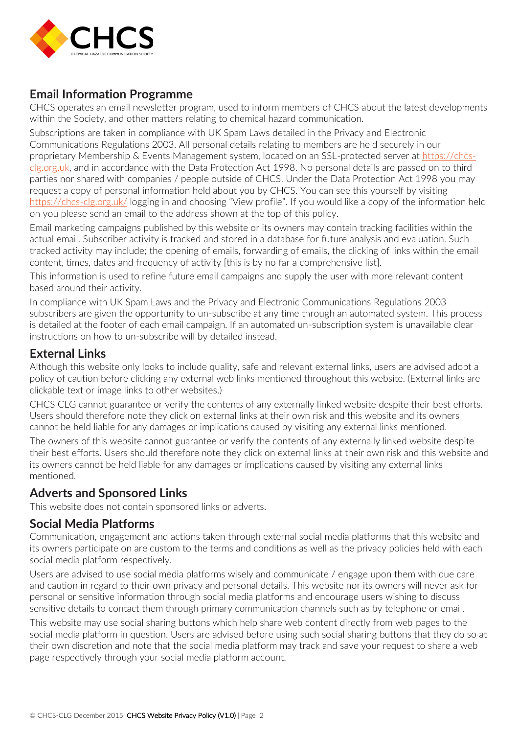## Email Information Programme

CHCS operates an email newsletter program, used to inform members of CHCS about the latest developments within the Society, and other matters relating to chemical hazard communication.

Subscriptions are taken in compliance with UK Spam Laws detailed in the Privacy and Electronic Communications Regulations 2003. All personal details relating to members are held securely in our proprietary Membership & Events Management system, located on an SSL-protected server at https://chcs-clg.org.uk, and in accordance with the Data Protection Act 1998. No personal details are passed on to third parties nor shared with companies / people outside of CHCS. Under the Data Protection Act 1998 you may request a copy of personal information held about you by CHCS. You can see this yourself by visiting https://chcs-clg.org.uk/ logging in and choosing "View profile". If you would like a copy of the information held on you please send an email to the address shown at the top of this policy.

Email marketing campaigns published by this website or its owners may contain tracking facilities within the actual email. Subscriber activity is tracked and stored in a database for future analysis and evaluation. Such tracked activity may include; the opening of emails, forwarding of emails, the clicking of links within the email content, times, dates and frequency of activity [this is by no far a comprehensive list].

This information is used to refine future email campaigns and supply the user with more relevant content based around their activity.

In compliance with UK Spam Laws and the Privacy and Electronic Communications Regulations 2003 subscribers are given the opportunity to un-subscribe at any time through an automated system. This process is detailed at the footer of each email campaign. If an automated un-subscription system is unavailable clear instructions on how to un-subscribe will by detailed instead.

## External Links

Although this website only looks to include quality, safe and relevant external links, users are advised adopt a policy of caution before clicking any external web links mentioned throughout this website. (External links are clickable text or image links to other websites.)

CHCS CLG cannot guarantee or verify the contents of any externally linked website despite their best efforts. Users should therefore note they click on external links at their own risk and this website and its owners cannot be held liable for any damages or implications caused by visiting any external links mentioned.

The owners of this website cannot guarantee or verify the contents of any externally linked website despite their best efforts. Users should therefore note they click on external links at their own risk and this website and its owners cannot be held liable for any damages or implications caused by visiting any external links mentioned.

## Adverts and Sponsored Links

This website does not contain sponsored links or adverts.

## Social Media Platforms

Communication, engagement and actions taken through external social media platforms that this website and its owners participate on are custom to the terms and conditions as well as the privacy policies held with each social media platform respectively.

Users are advised to use social media platforms wisely and communicate / engage upon them with due care and caution in regard to their own privacy and personal details. This website nor its owners will never ask for personal or sensitive information through social media platforms and encourage users wishing to discuss sensitive details to contact them through primary communication channels such as by telephone or email.

This website may use social sharing buttons which help share web content directly from web pages to the social media platform in question. Users are advised before using such social sharing buttons that they do so at their own discretion and note that the social media platform may track and save your request to share a web page respectively through your social media platform account.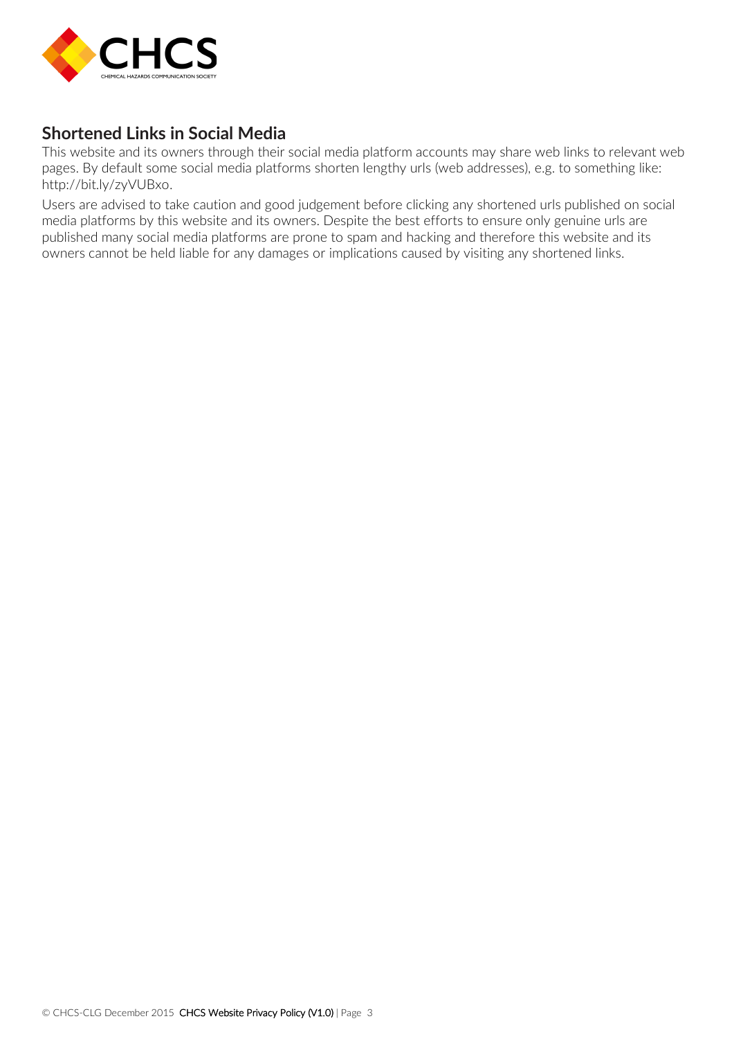## Shortened Links in Social Media

This website and its owners through their social media platform accounts may share web links to relevant web pages. By default some social media platforms shorten lengthy urls (web addresses), e.g. to something like: http://bit.ly/zyVUBxo.

Users are advised to take caution and good judgement before clicking any shortened urls published on social media platforms by this website and its owners. Despite the best efforts to ensure only genuine urls are published many social media platforms are prone to spam and hacking and therefore this website and its owners cannot be held liable for any damages or implications caused by visiting any shortened links.